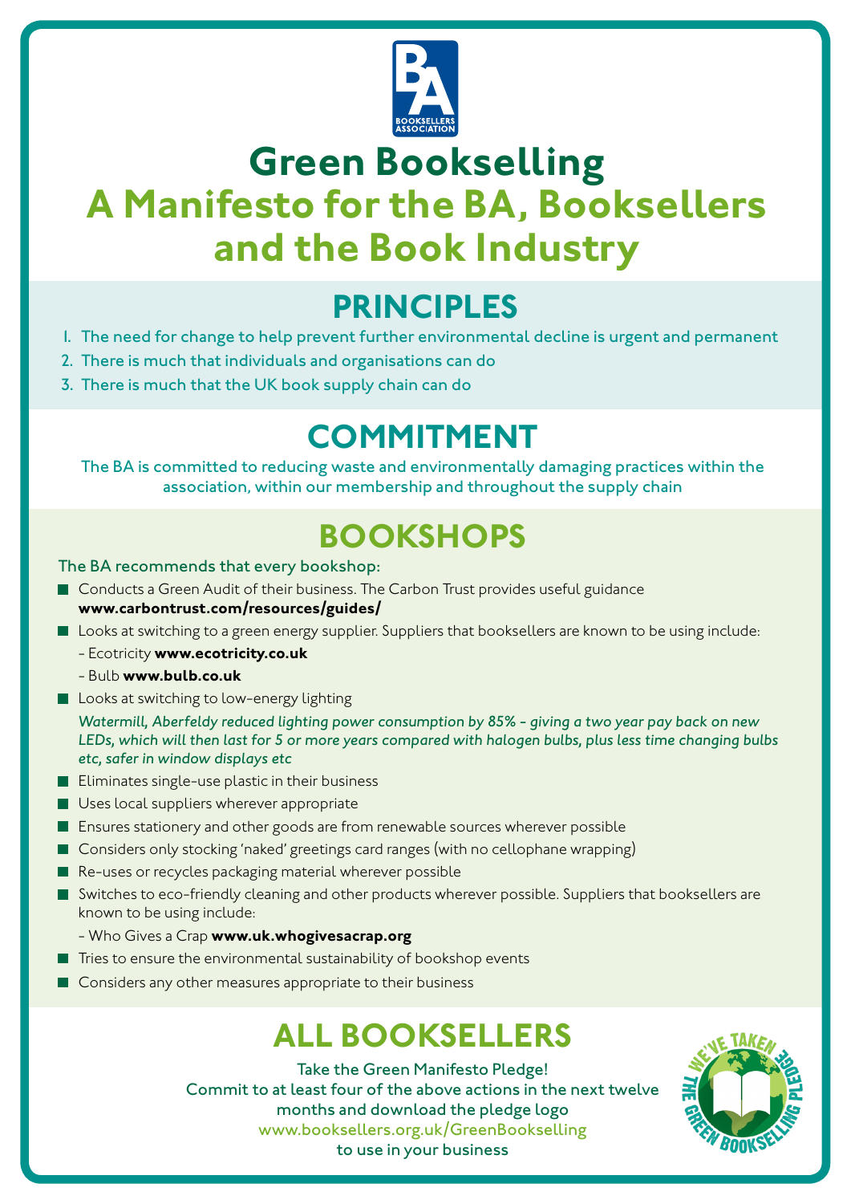# Green Bookselling

## A Manifesto for the BA, Booksellers and the Book Industry

## PRINCIPLES

1. The need for change to help prevent further environmental decline is urgent and permanent
2. There is much that individuals and organisations can do
3. There is much that the UK book supply chain can do

## COMMITMENT

The BA is committed to reducing waste and environmentally damaging practices within the association, within our membership and throughout the supply chain

## BOOKSHOPS

The BA recommends that every bookshop:

- Conducts a Green Audit of their business. The Carbon Trust provides useful guidance **www.carbontrust.com/resources/guides/**
- Looks at switching to a green energy supplier. Suppliers that booksellers are known to be using include:
  - Ecotricity **www.ecotricity.co.uk**
  - Bulb **www.bulb.co.uk**
- Looks at switching to low-energy lighting

  *Watermill, Aberfeldy reduced lighting power consumption by 85% - giving a two year pay back on new LEDs, which will then last for 5 or more years compared with halogen bulbs, plus less time changing bulbs etc, safer in window displays etc*
- Eliminates single-use plastic in their business
- Uses local suppliers wherever appropriate
- Ensures stationery and other goods are from renewable sources wherever possible
- Considers only stocking 'naked' greetings card ranges (with no cellophane wrapping)
- Re-uses or recycles packaging material wherever possible
- Switches to eco-friendly cleaning and other products wherever possible. Suppliers that booksellers are known to be using include:
  - Who Gives a Crap **www.uk.whogivesacrap.org**
- Tries to ensure the environmental sustainability of bookshop events
- Considers any other measures appropriate to their business

## ALL BOOKSELLERS

Take the Green Manifesto Pledge!
Commit to at least four of the above actions in the next twelve months and download the pledge logo
www.booksellers.org.uk/GreenBookselling
to use in your business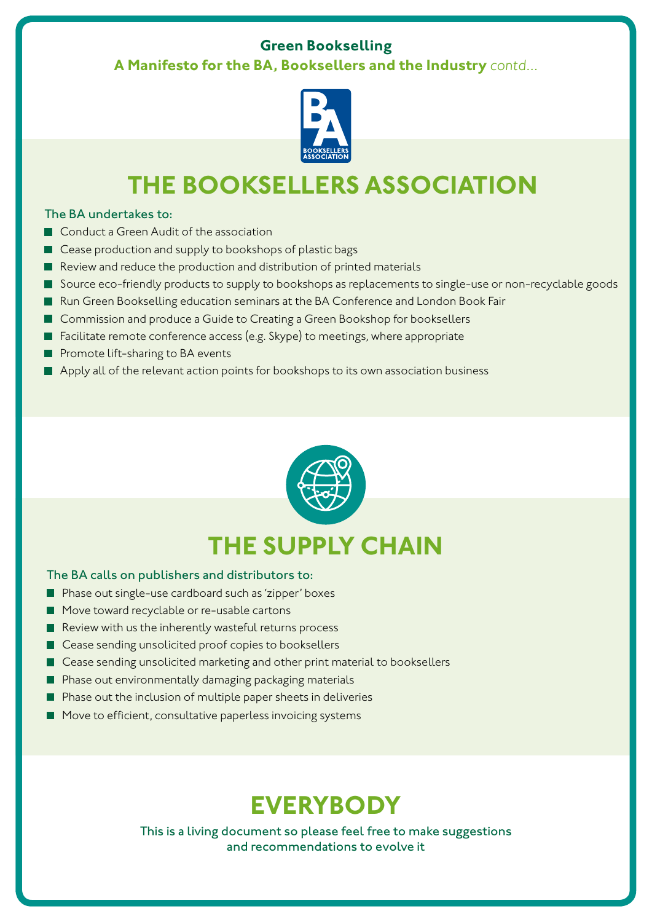**Green Bookselling**

**A Manifesto for the BA, Booksellers and the Industry** *contd...*

# THE BOOKSELLERS ASSOCIATION

The BA undertakes to:

- Conduct a Green Audit of the association
- Cease production and supply to bookshops of plastic bags
- Review and reduce the production and distribution of printed materials
- Source eco-friendly products to supply to bookshops as replacements to single-use or non-recyclable goods
- Run Green Bookselling education seminars at the BA Conference and London Book Fair
- Commission and produce a Guide to Creating a Green Bookshop for booksellers
- Facilitate remote conference access (e.g. Skype) to meetings, where appropriate
- Promote lift-sharing to BA events
- Apply all of the relevant action points for bookshops to its own association business

# THE SUPPLY CHAIN

The BA calls on publishers and distributors to:

- Phase out single-use cardboard such as 'zipper' boxes
- Move toward recyclable or re-usable cartons
- Review with us the inherently wasteful returns process
- Cease sending unsolicited proof copies to booksellers
- Cease sending unsolicited marketing and other print material to booksellers
- Phase out environmentally damaging packaging materials
- Phase out the inclusion of multiple paper sheets in deliveries
- Move to efficient, consultative paperless invoicing systems

# EVERYBODY

This is a living document so please feel free to make suggestions and recommendations to evolve it